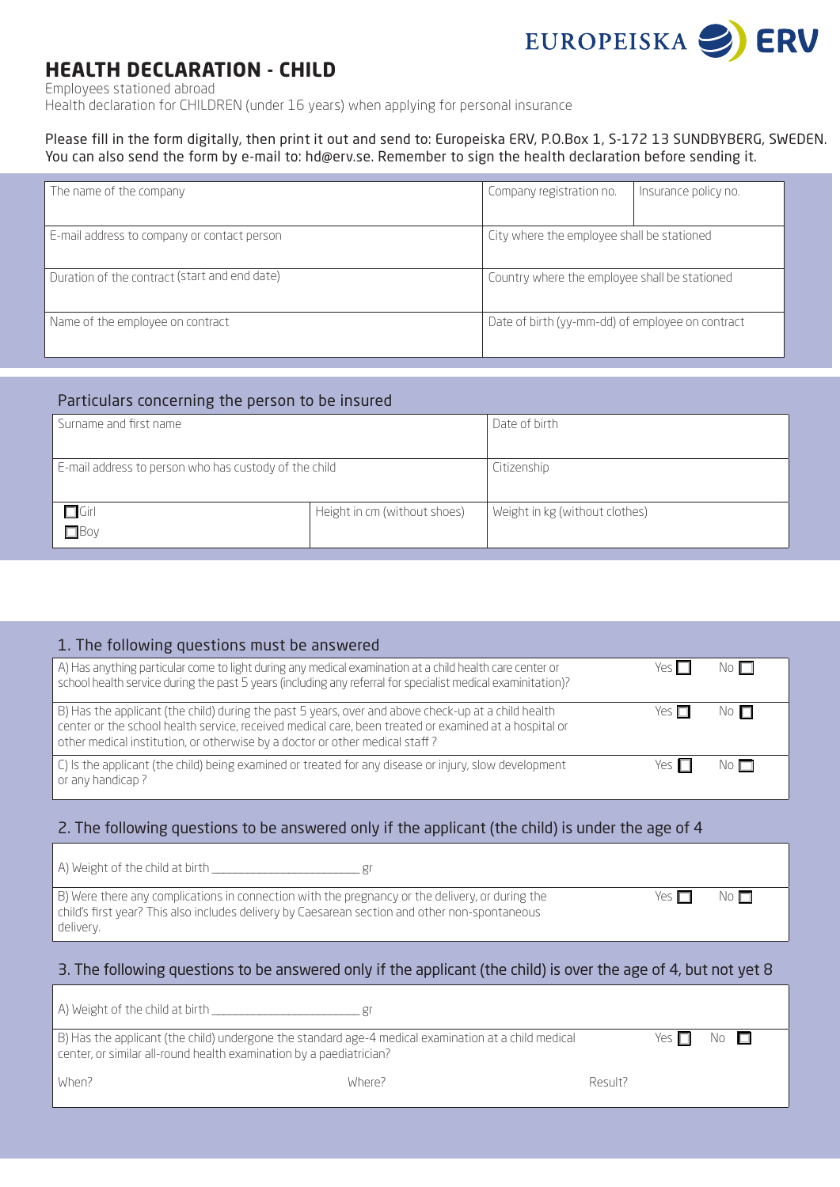# HEALTH DECLARATION - CHILD

Employees stationed abroad
Health declaration for CHILDREN (under 16 years) when applying for personal insurance

Please fill in the form digitally, then print it out and send to: Europeiska ERV, P.O.Box 1, S-172 13 SUNDBYBERG, SWEDEN. You can also send the form by e-mail to: hd@erv.se. Remember to sign the health declaration before sending it.

| The name of the company | Company registration no. | Insurance policy no. |
|---|---|---|
| E-mail address to company or contact person | City where the employee shall be stationed | |
| Duration of the contract (start and end date) | Country where the employee shall be stationed | |
| Name of the employee on contract | Date of birth (yy-mm-dd) of employee on contract | |

## Particulars concerning the person to be insured

| Surname and first name | | Date of birth |
|---|---|---|
| E-mail address to person who has custody of the child | | Citizenship |
| ☐ Girl<br>☐ Boy | Height in cm (without shoes) | Weight in kg (without clothes) |

## 1. The following questions must be answered

| Question | Yes | No |
|---|---|---|
| A) Has anything particular come to light during any medical examination at a child health care center or school health service during the past 5 years (including any referral for specialist medical examinitation)? | Yes ☐ | No ☐ |
| B) Has the applicant (the child) during the past 5 years, over and above check-up at a child health center or the school health service, received medical care, been treated or examined at a hospital or other medical institution, or otherwise by a doctor or other medical staff ? | Yes ☐ | No ☐ |
| C) Is the applicant (the child) being examined or treated for any disease or injury, slow development or any handicap ? | Yes ☐ | No ☐ |

## 2. The following questions to be answered only if the applicant (the child) is under the age of 4

A) Weight of the child at birth ________________________ gr

| Question | Yes | No |
|---|---|---|
| B) Were there any complications in connection with the pregnancy or the delivery, or during the child's first year? This also includes delivery by Caesarean section and other non-spontaneous delivery. | Yes ☐ | No ☐ |

## 3. The following questions to be answered only if the applicant (the child) is over the age of 4, but not yet 8

A) Weight of the child at birth ________________________ gr

| Question | Yes | No |
|---|---|---|
| B) Has the applicant (the child) undergone the standard age-4 medical examination at a child medical center, or similar all-round health examination by a paediatrician? | Yes ☐ | No ☐ |

| When? | Where? | Result? |
|---|---|---|
| | | |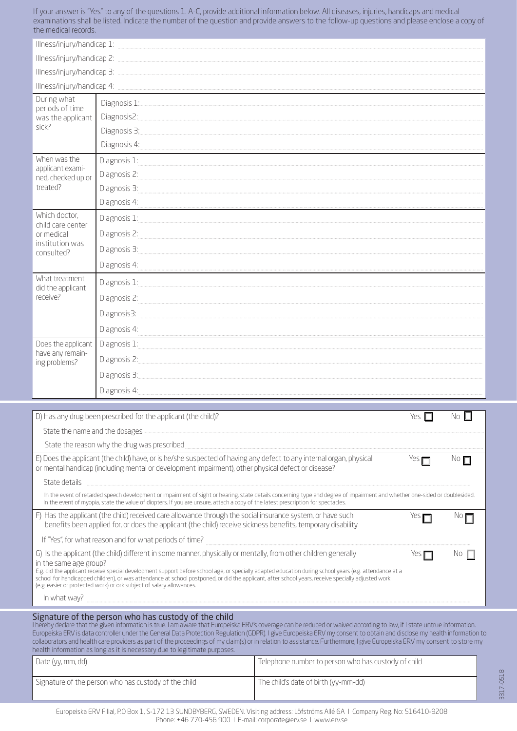If your answer is "Yes" to any of the questions 1. A-C, provide additional information below. All diseases, injuries, handicaps and medical examinations shall be listed. Indicate the number of the question and provide answers to the follow-up questions and please enclose a copy of the medical records.

Illness/injury/handicap 1:

Illness/injury/handicap 2:

Illness/injury/handicap 3:

Illness/injury/handicap 4:

| | |
|---|---|
| During what periods of time was the applicant sick? | Diagnosis 1: |
| | Diagnosis2: |
| | Diagnosis 3: |
| | Diagnosis 4: |
| When was the applicant examined, checked up or treated? | Diagnosis 1: |
| | Diagnosis 2: |
| | Diagnosis 3: |
| | Diagnosis 4: |
| Which doctor, child care center or medical institution was consulted? | Diagnosis 1: |
| | Diagnosis 2: |
| | Diagnosis 3: |
| | Diagnosis 4: |
| What treatment did the applicant receive? | Diagnosis 1: |
| | Diagnosis 2: |
| | Diagnosis3: |
| | Diagnosis 4: |
| Does the applicant have any remaining problems? | Diagnosis 1: |
| | Diagnosis 2: |
| | Diagnosis 3: |
| | Diagnosis 4: |

D) Has any drug been prescribed for the applicant (the child)? Yes ☐ No ☐

State the name and the dosages

State the reason why the drug was prescribed

E) Does the applicant (the child) have, or is he/she suspected of having any defect to any internal organ, physical or mental handicap (including mental or development impairment), other physical defect or disease? Yes ☐ No ☐

State details

In the event of retarded speech development or impairment of sight or hearing, state details concerning type and degree of impairment and whether one-sided or doublesided. In the event of myopia, state the value of diopters. If you are unsure, attach a copy of the latest prescription for spectacles.

F) Has the applicant (the child) received care allowance through the social insurance system, or have such benefits been applied for, or does the applicant (the child) receive sickness benefits, temporary disability Yes ☐ No ☐

If "Yes", for what reason and for what periods of time?

G) Is the applicant (the child) different in some manner, physically or mentally, from other children generally in the same age group? Yes ☐ No ☐

E.g. did the applicant receive special development support before school age, or specially adapted education during school years (e.g. attendance at a school for handicapped children), or was attendance at school postponed, or did the applicant, after school years, receive specially adjusted work (e.g. easier or protected work) or ork subject of salary allowances.

In what way?

## Signature of the person who has custody of the child

I hereby declare that the given information is true. I am aware that Europeiska ERV's coverage can be reduced or waived according to law, if I state untrue information. Europeiska ERV is data controller under the General Data Protection Regulation (GDPR). I give Europeiska ERV my consent to obtain and disclose my health information to collaborators and health care providers as part of the proceedings of my claim(s) or in relation to assistance. Furthermore, I give Europeiska ERV my consent to store my health information as long as it is necessary due to legitimate purposes.

| | |
|---|---|
| Date (yy, mm, dd) | Telephone number to person who has custody of child |
| Signature of the person who has custody of the child | The child's date of birth (yy-mm-dd) |

Europeiska ERV Filial, P.O Box 1, S-172 13 SUNDBYBERG, SWEDEN. Visiting address: Löfströms Allé 6A | Company Reg. No: 516410-9208
Phone: +46 770-456 900 | E-mail: corporate@erv.se | www.erv.se

3317-0518